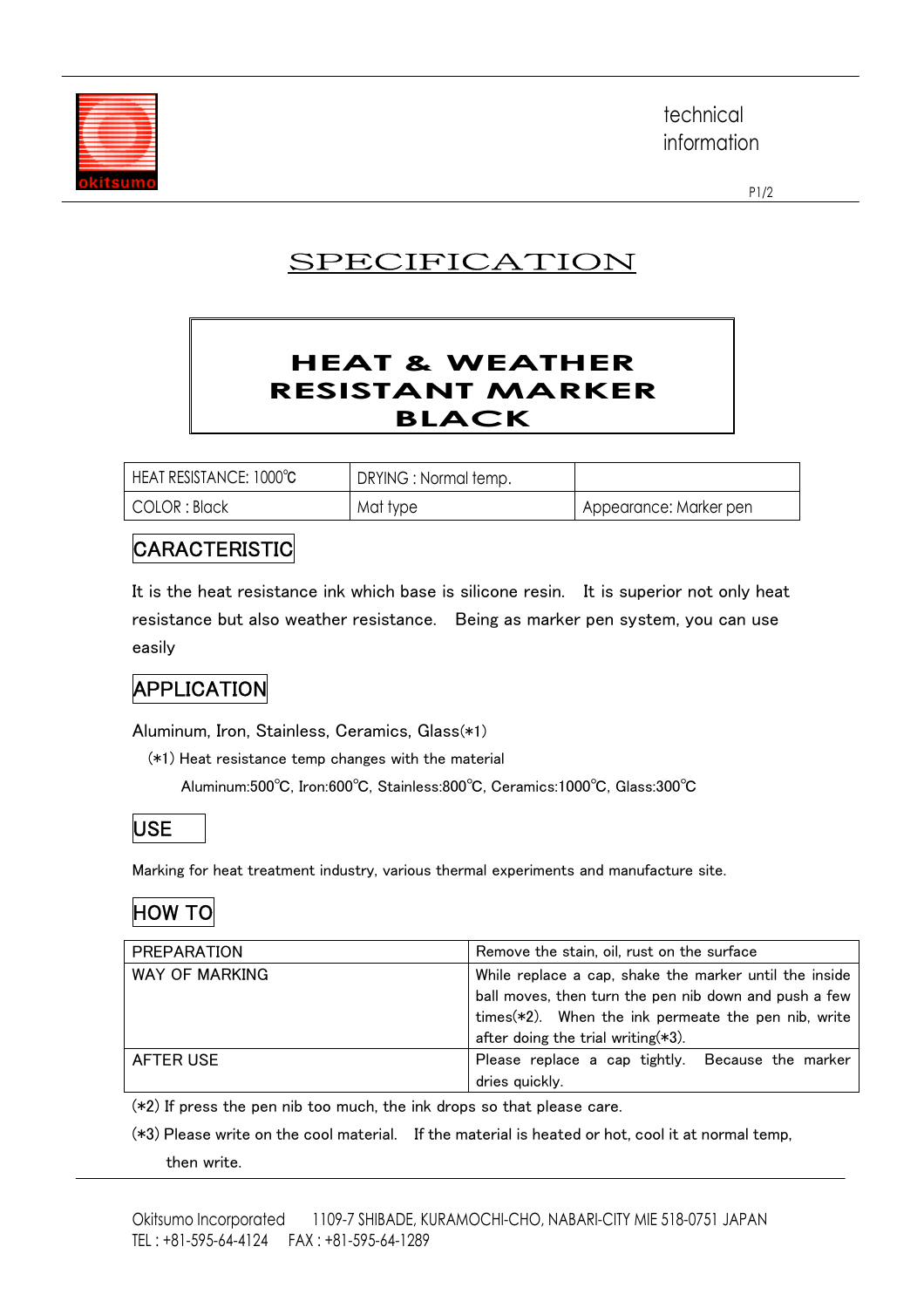technical information

# SPECIFICATION

## HEAT & WEATHER RESISTANT MARKER BLACK

| HEAT RESISTANCE: 1000℃ | DRYING : Normal temp. | |
|---|---|---|
| COLOR : Black | Mat type | Appearance: Marker pen |

## CARACTERISTIC

It is the heat resistance ink which base is silicone resin. It is superior not only heat resistance but also weather resistance. Being as marker pen system, you can use easily

## APPLICATION

Aluminum, Iron, Stainless, Ceramics, Glass(*1)

(*1) Heat resistance temp changes with the material

Aluminum:500℃, Iron:600℃, Stainless:800℃, Ceramics:1000℃, Glass:300℃

## USE

Marking for heat treatment industry, various thermal experiments and manufacture site.

## HOW TO

| | |
|---|---|
| PREPARATION | Remove the stain, oil, rust on the surface |
| WAY OF MARKING | While replace a cap, shake the marker until the inside ball moves, then turn the pen nib down and push a few times(*2). When the ink permeate the pen nib, write after doing the trial writing(*3). |
| AFTER USE | Please replace a cap tightly. Because the marker dries quickly. |

(*2) If press the pen nib too much, the ink drops so that please care.

(*3) Please write on the cool material. If the material is heated or hot, cool it at normal temp, then write.

Okitsumo Incorporated 1109-7 SHIBADE, KURAMOCHI-CHO, NABARI-CITY MIE 518-0751 JAPAN
TEL : +81-595-64-4124 FAX : +81-595-64-1289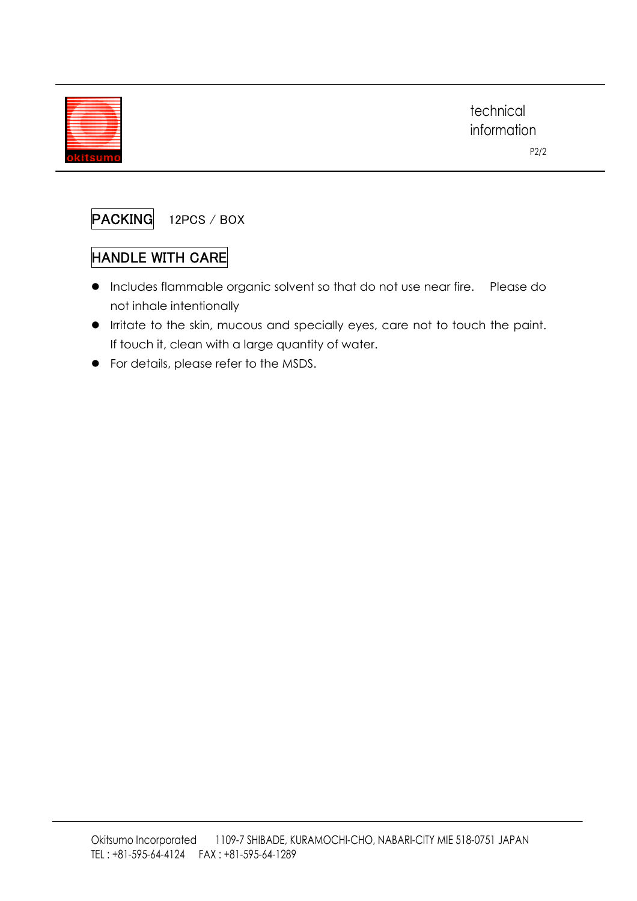**PACKING** 12PCS / BOX

**HANDLE WITH CARE**

- Includes flammable organic solvent so that do not use near fire. Please do not inhale intentionally
- Irritate to the skin, mucous and specially eyes, care not to touch the paint. If touch it, clean with a large quantity of water.
- For details, please refer to the MSDS.

Okitsumo Incorporated 1109-7 SHIBADE, KURAMOCHI-CHO, NABARI-CITY MIE 518-0751 JAPAN
TEL : +81-595-64-4124 FAX : +81-595-64-1289